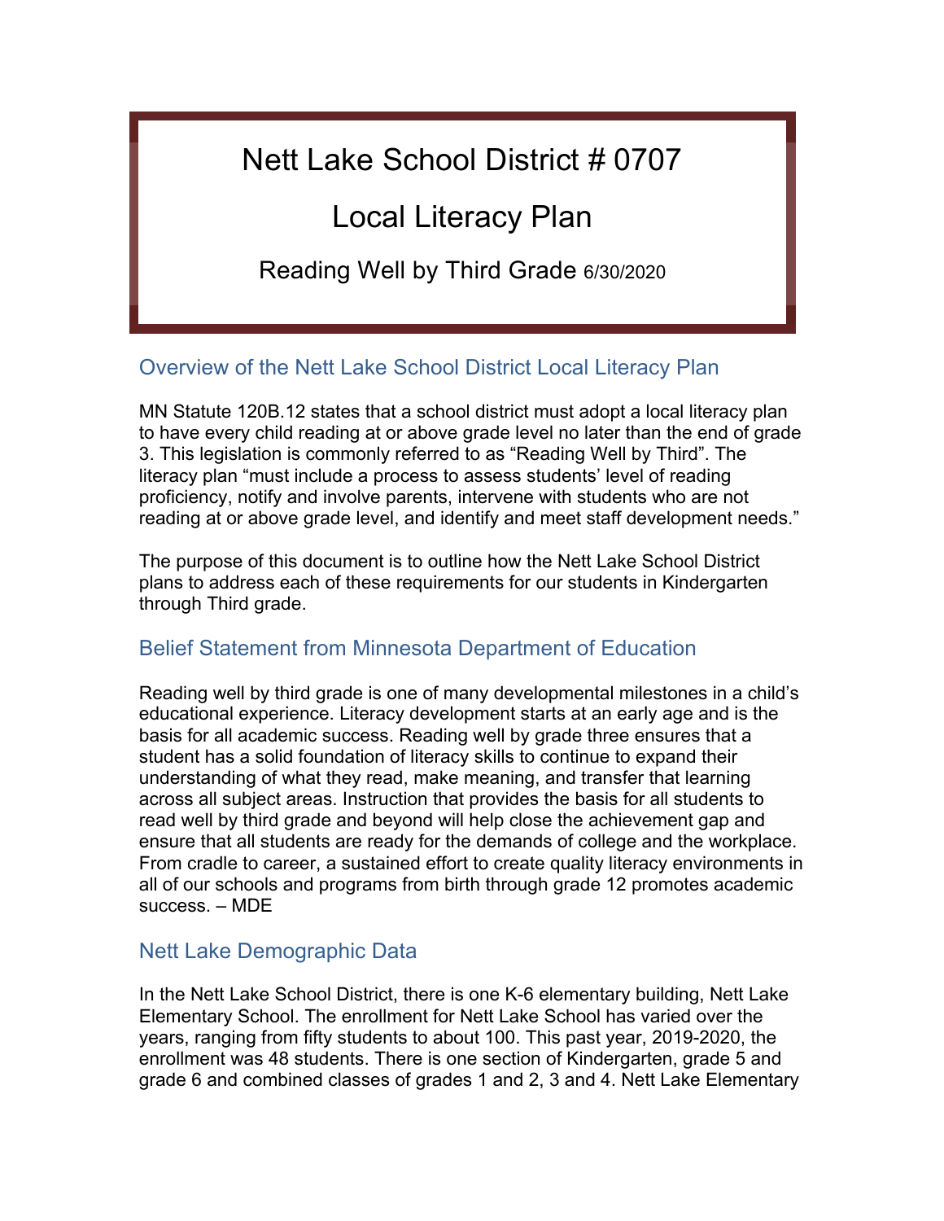# Nett Lake School District # 0707

# Local Literacy Plan

### Reading Well by Third Grade 6/30/2020

## Overview of the Nett Lake School District Local Literacy Plan

MN Statute 120B.12 states that a school district must adopt a local literacy plan to have every child reading at or above grade level no later than the end of grade 3. This legislation is commonly referred to as "Reading Well by Third". The literacy plan "must include a process to assess students' level of reading proficiency, notify and involve parents, intervene with students who are not reading at or above grade level, and identify and meet staff development needs."

The purpose of this document is to outline how the Nett Lake School District plans to address each of these requirements for our students in Kindergarten through Third grade.

## Belief Statement from Minnesota Department of Education

Reading well by third grade is one of many developmental milestones in a child's educational experience. Literacy development starts at an early age and is the basis for all academic success. Reading well by grade three ensures that a student has a solid foundation of literacy skills to continue to expand their understanding of what they read, make meaning, and transfer that learning across all subject areas. Instruction that provides the basis for all students to read well by third grade and beyond will help close the achievement gap and ensure that all students are ready for the demands of college and the workplace. From cradle to career, a sustained effort to create quality literacy environments in all of our schools and programs from birth through grade 12 promotes academic success. – MDE

## Nett Lake Demographic Data

In the Nett Lake School District, there is one K-6 elementary building, Nett Lake Elementary School. The enrollment for Nett Lake School has varied over the years, ranging from fifty students to about 100. This past year, 2019-2020, the enrollment was 48 students. There is one section of Kindergarten, grade 5 and grade 6 and combined classes of grades 1 and 2, 3 and 4. Nett Lake Elementary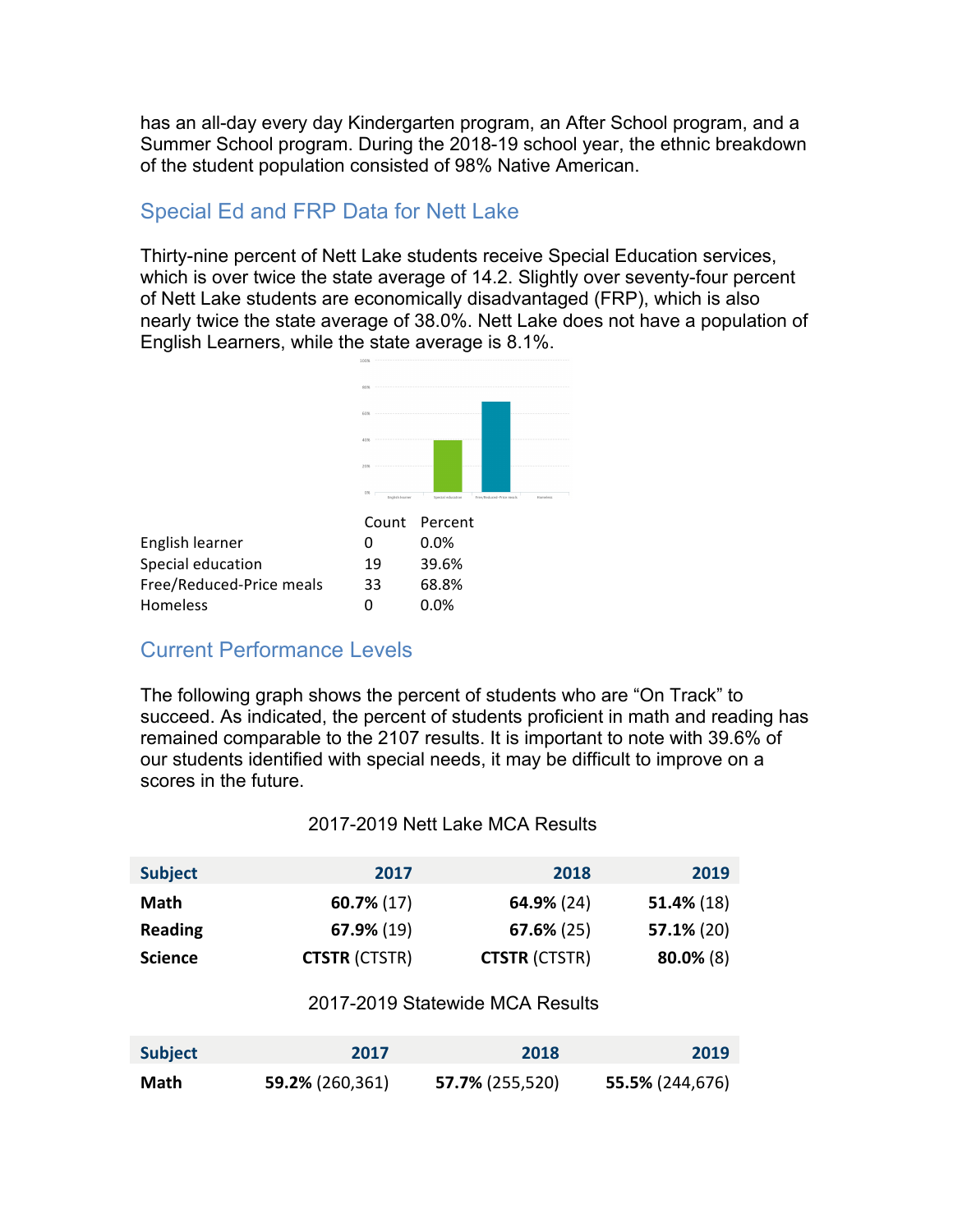has an all-day every day Kindergarten program, an After School program, and a Summer School program. During the 2018-19 school year, the ethnic breakdown of the student population consisted of 98% Native American.

## Special Ed and FRP Data for Nett Lake

Thirty-nine percent of Nett Lake students receive Special Education services, which is over twice the state average of 14.2. Slightly over seventy-four percent of Nett Lake students are economically disadvantaged (FRP), which is also nearly twice the state average of 38.0%. Nett Lake does not have a population of English Learners, while the state average is 8.1%.

| | Count | Percent |
|---|---|---|
| English learner | 0 | 0.0% |
| Special education | 19 | 39.6% |
| Free/Reduced-Price meals | 33 | 68.8% |
| Homeless | 0 | 0.0% |

## Current Performance Levels

The following graph shows the percent of students who are "On Track" to succeed. As indicated, the percent of students proficient in math and reading has remained comparable to the 2107 results. It is important to note with 39.6% of our students identified with special needs, it may be difficult to improve on a scores in the future.

2017-2019 Nett Lake MCA Results

| Subject | 2017 | 2018 | 2019 |
|---|---|---|---|
| **Math** | **60.7%** (17) | **64.9%** (24) | **51.4%** (18) |
| **Reading** | **67.9%** (19) | **67.6%** (25) | **57.1%** (20) |
| **Science** | **CTSTR** (CTSTR) | **CTSTR** (CTSTR) | **80.0%** (8) |

2017-2019 Statewide MCA Results

| Subject | 2017 | 2018 | 2019 |
|---|---|---|---|
| **Math** | **59.2%** (260,361) | **57.7%** (255,520) | **55.5%** (244,676) |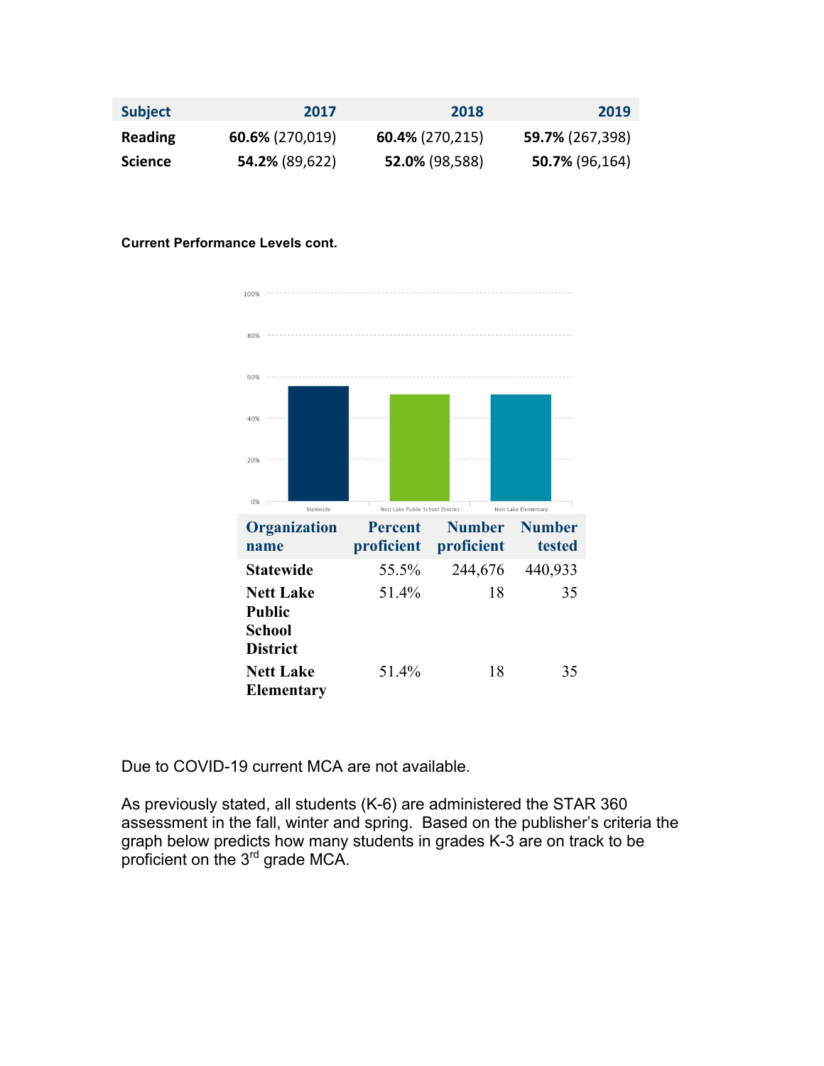| Subject | 2017 | 2018 | 2019 |
|---|---|---|---|
| Reading | **60.6%** (270,019) | **60.4%** (270,215) | **59.7%** (267,398) |
| Science | **54.2%** (89,622) | **52.0%** (98,588) | **50.7%** (96,164) |

**Current Performance Levels cont.**

| Organization name | Percent proficient | Number proficient | Number tested |
|---|---|---|---|
| **Statewide** | 55.5% | 244,676 | 440,933 |
| **Nett Lake Public School District** | 51.4% | 18 | 35 |
| **Nett Lake Elementary** | 51.4% | 18 | 35 |

Due to COVID-19 current MCA are not available.

As previously stated, all students (K-6) are administered the STAR 360 assessment in the fall, winter and spring. Based on the publisher's criteria the graph below predicts how many students in grades K-3 are on track to be proficient on the 3rd grade MCA.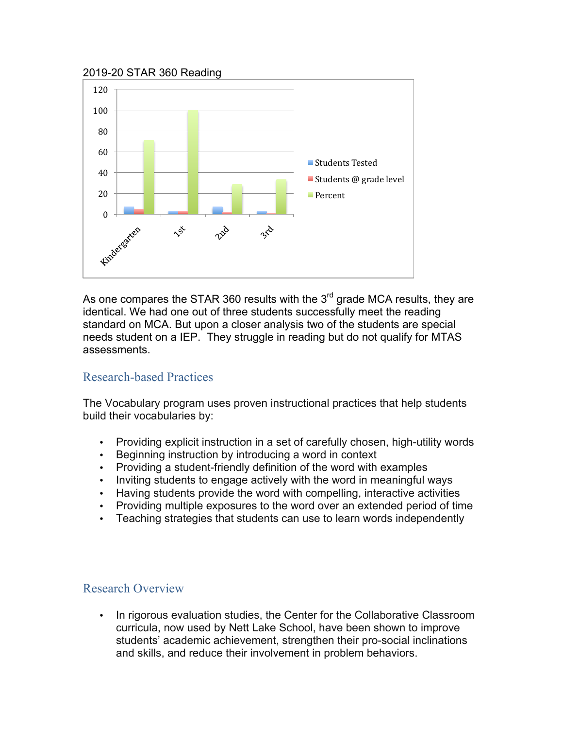2019-20 STAR 360 Reading

As one compares the STAR 360 results with the 3rd grade MCA results, they are identical. We had one out of three students successfully meet the reading standard on MCA. But upon a closer analysis two of the students are special needs student on a IEP. They struggle in reading but do not qualify for MTAS assessments.

## Research-based Practices

The Vocabulary program uses proven instructional practices that help students build their vocabularies by:

- Providing explicit instruction in a set of carefully chosen, high-utility words
- Beginning instruction by introducing a word in context
- Providing a student-friendly definition of the word with examples
- Inviting students to engage actively with the word in meaningful ways
- Having students provide the word with compelling, interactive activities
- Providing multiple exposures to the word over an extended period of time
- Teaching strategies that students can use to learn words independently

## Research Overview

- In rigorous evaluation studies, the Center for the Collaborative Classroom curricula, now used by Nett Lake School, have been shown to improve students' academic achievement, strengthen their pro-social inclinations and skills, and reduce their involvement in problem behaviors.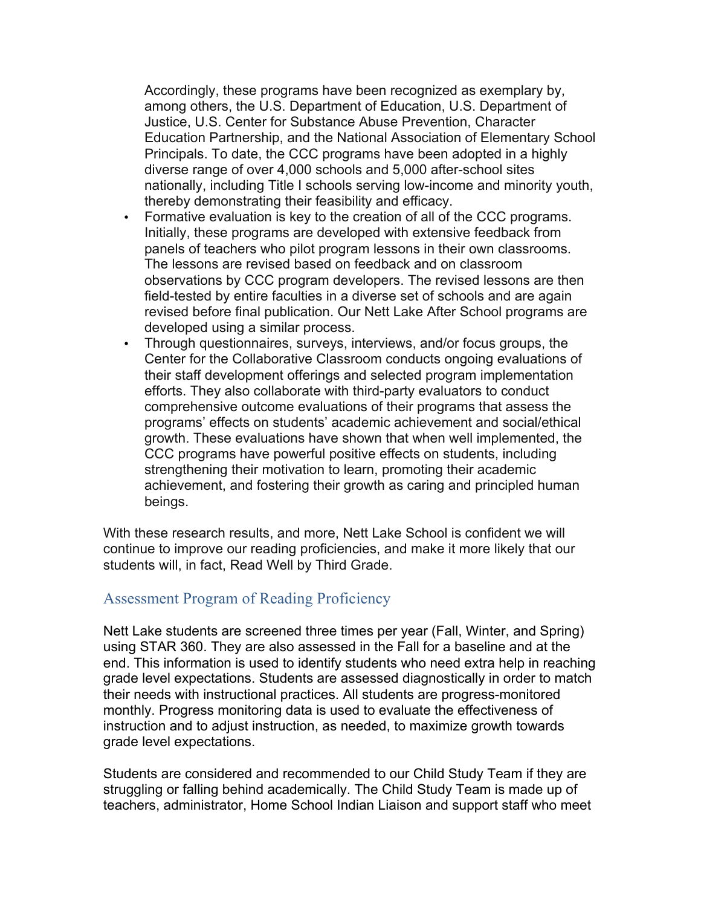Accordingly, these programs have been recognized as exemplary by, among others, the U.S. Department of Education, U.S. Department of Justice, U.S. Center for Substance Abuse Prevention, Character Education Partnership, and the National Association of Elementary School Principals. To date, the CCC programs have been adopted in a highly diverse range of over 4,000 schools and 5,000 after-school sites nationally, including Title I schools serving low-income and minority youth, thereby demonstrating their feasibility and efficacy.

- Formative evaluation is key to the creation of all of the CCC programs. Initially, these programs are developed with extensive feedback from panels of teachers who pilot program lessons in their own classrooms. The lessons are revised based on feedback and on classroom observations by CCC program developers. The revised lessons are then field-tested by entire faculties in a diverse set of schools and are again revised before final publication. Our Nett Lake After School programs are developed using a similar process.
- Through questionnaires, surveys, interviews, and/or focus groups, the Center for the Collaborative Classroom conducts ongoing evaluations of their staff development offerings and selected program implementation efforts. They also collaborate with third-party evaluators to conduct comprehensive outcome evaluations of their programs that assess the programs' effects on students' academic achievement and social/ethical growth. These evaluations have shown that when well implemented, the CCC programs have powerful positive effects on students, including strengthening their motivation to learn, promoting their academic achievement, and fostering their growth as caring and principled human beings.

With these research results, and more, Nett Lake School is confident we will continue to improve our reading proficiencies, and make it more likely that our students will, in fact, Read Well by Third Grade.

## Assessment Program of Reading Proficiency

Nett Lake students are screened three times per year (Fall, Winter, and Spring) using STAR 360. They are also assessed in the Fall for a baseline and at the end. This information is used to identify students who need extra help in reaching grade level expectations. Students are assessed diagnostically in order to match their needs with instructional practices. All students are progress-monitored monthly. Progress monitoring data is used to evaluate the effectiveness of instruction and to adjust instruction, as needed, to maximize growth towards grade level expectations.

Students are considered and recommended to our Child Study Team if they are struggling or falling behind academically. The Child Study Team is made up of teachers, administrator, Home School Indian Liaison and support staff who meet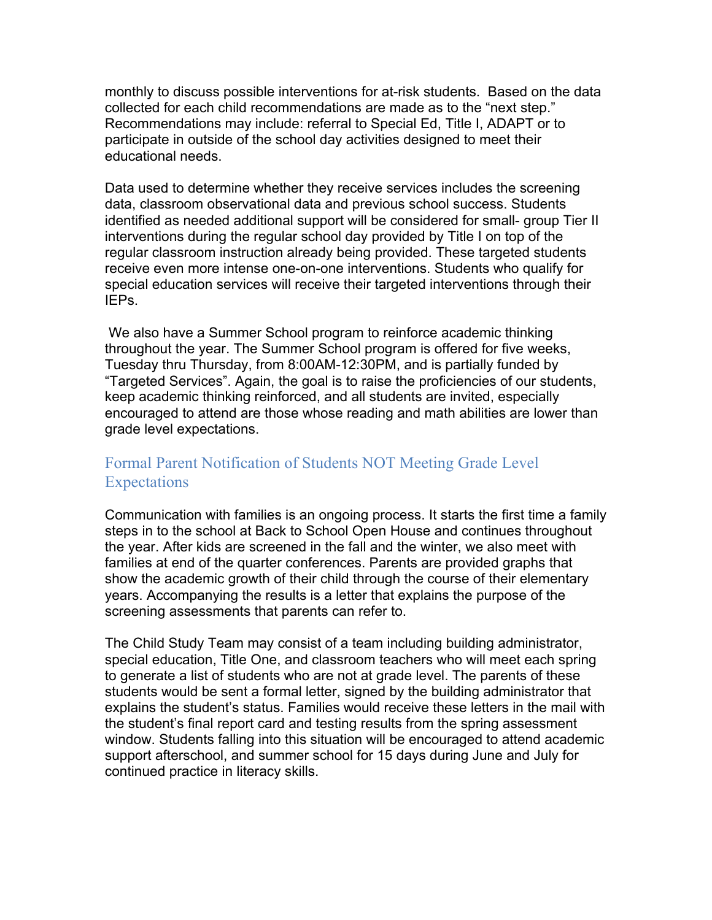monthly to discuss possible interventions for at-risk students. Based on the data collected for each child recommendations are made as to the "next step." Recommendations may include: referral to Special Ed, Title I, ADAPT or to participate in outside of the school day activities designed to meet their educational needs.

Data used to determine whether they receive services includes the screening data, classroom observational data and previous school success. Students identified as needed additional support will be considered for small- group Tier II interventions during the regular school day provided by Title I on top of the regular classroom instruction already being provided. These targeted students receive even more intense one-on-one interventions. Students who qualify for special education services will receive their targeted interventions through their IEPs.

We also have a Summer School program to reinforce academic thinking throughout the year. The Summer School program is offered for five weeks, Tuesday thru Thursday, from 8:00AM-12:30PM, and is partially funded by "Targeted Services". Again, the goal is to raise the proficiencies of our students, keep academic thinking reinforced, and all students are invited, especially encouraged to attend are those whose reading and math abilities are lower than grade level expectations.

## Formal Parent Notification of Students NOT Meeting Grade Level Expectations

Communication with families is an ongoing process. It starts the first time a family steps in to the school at Back to School Open House and continues throughout the year. After kids are screened in the fall and the winter, we also meet with families at end of the quarter conferences. Parents are provided graphs that show the academic growth of their child through the course of their elementary years. Accompanying the results is a letter that explains the purpose of the screening assessments that parents can refer to.

The Child Study Team may consist of a team including building administrator, special education, Title One, and classroom teachers who will meet each spring to generate a list of students who are not at grade level. The parents of these students would be sent a formal letter, signed by the building administrator that explains the student's status. Families would receive these letters in the mail with the student's final report card and testing results from the spring assessment window. Students falling into this situation will be encouraged to attend academic support afterschool, and summer school for 15 days during June and July for continued practice in literacy skills.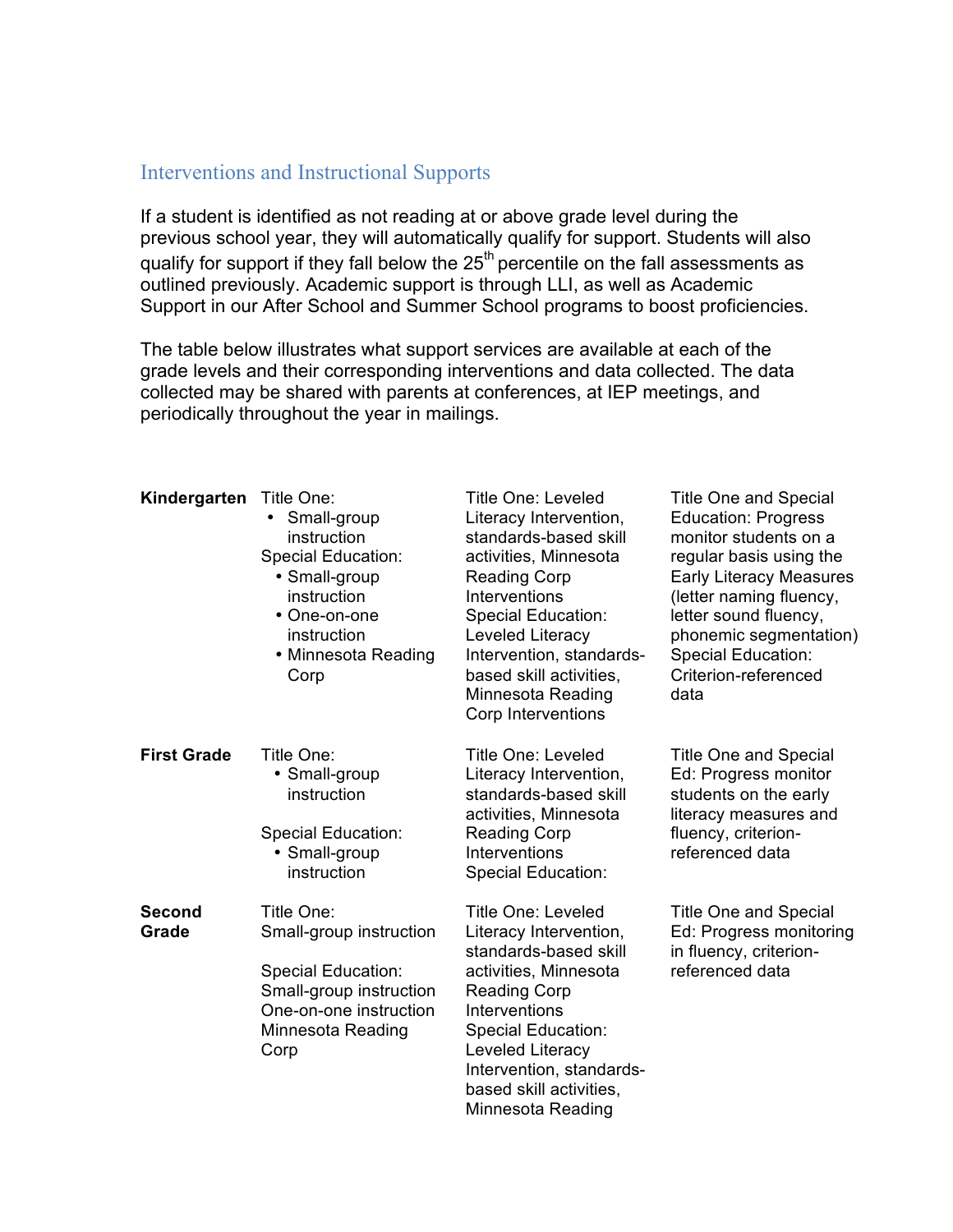## Interventions and Instructional Supports

If a student is identified as not reading at or above grade level during the previous school year, they will automatically qualify for support. Students will also qualify for support if they fall below the 25th percentile on the fall assessments as outlined previously. Academic support is through LLI, as well as Academic Support in our After School and Summer School programs to boost proficiencies.

The table below illustrates what support services are available at each of the grade levels and their corresponding interventions and data collected. The data collected may be shared with parents at conferences, at IEP meetings, and periodically throughout the year in mailings.

| | | | |
|---|---|---|---|
| **Kindergarten** | Title One:<br>• Small-group instruction<br>Special Education:<br>• Small-group instruction<br>• One-on-one instruction<br>• Minnesota Reading Corp | Title One: Leveled Literacy Intervention, standards-based skill activities, Minnesota Reading Corp Interventions<br>Special Education: Leveled Literacy Intervention, standards-based skill activities, Minnesota Reading Corp Interventions | Title One and Special Education: Progress monitor students on a regular basis using the Early Literacy Measures (letter naming fluency, letter sound fluency, phonemic segmentation)<br>Special Education: Criterion-referenced data |
| **First Grade** | Title One:<br>• Small-group instruction<br><br>Special Education:<br>• Small-group instruction | Title One: Leveled Literacy Intervention, standards-based skill activities, Minnesota Reading Corp Interventions<br>Special Education: | Title One and Special Ed: Progress monitor students on the early literacy measures and fluency, criterion-referenced data |
| **Second Grade** | Title One:<br>Small-group instruction<br><br>Special Education:<br>Small-group instruction<br>One-on-one instruction<br>Minnesota Reading Corp | Title One: Leveled Literacy Intervention, standards-based skill activities, Minnesota Reading Corp Interventions<br>Special Education: Leveled Literacy Intervention, standards-based skill activities, Minnesota Reading | Title One and Special Ed: Progress monitoring in fluency, criterion-referenced data |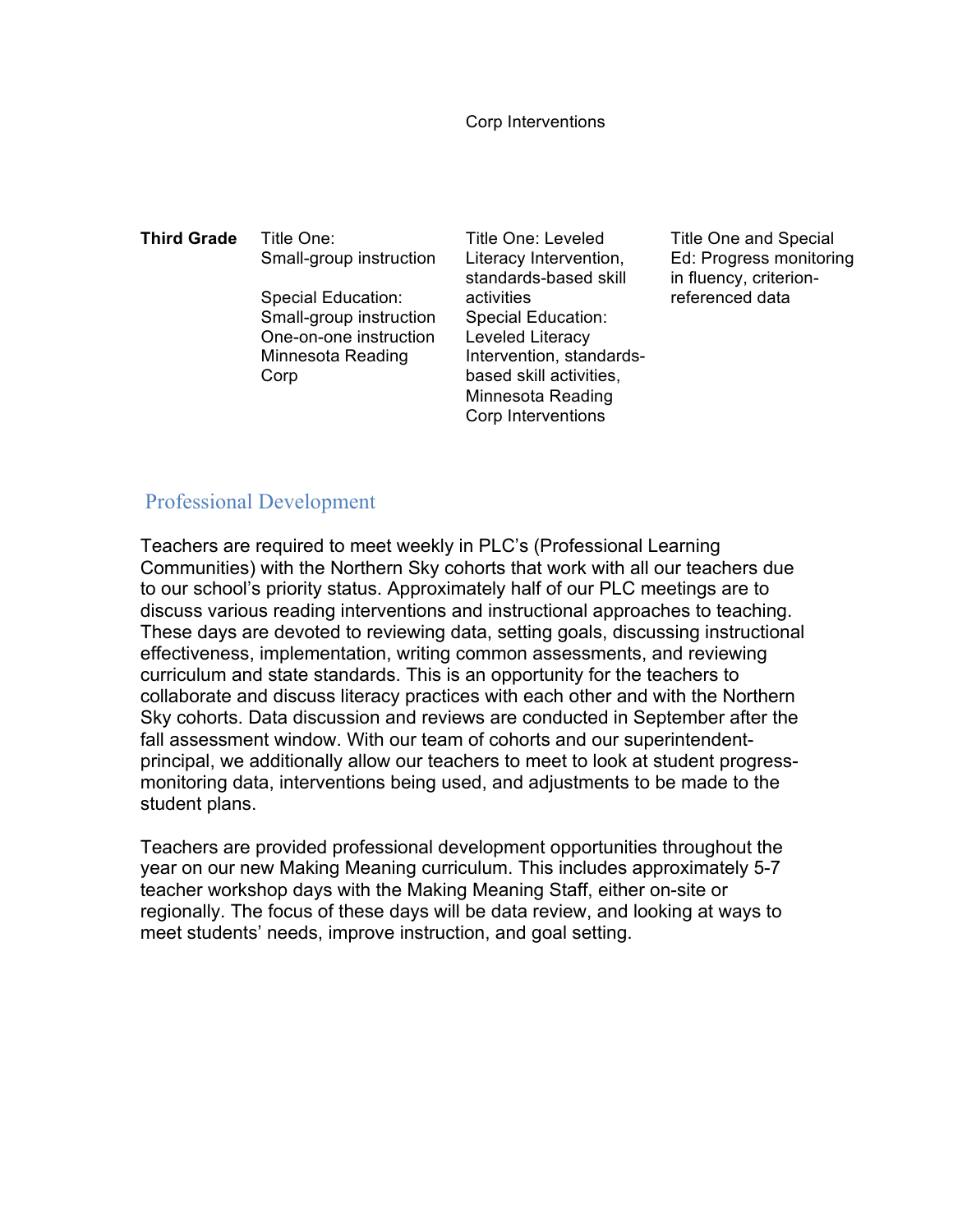| | | Corp Interventions | |
|---|---|---|---|
| **Third Grade** | Title One: Small-group instruction<br><br>Special Education: Small-group instruction One-on-one instruction Minnesota Reading Corp | Title One: Leveled Literacy Intervention, standards-based skill activities<br>Special Education: Leveled Literacy Intervention, standards-based skill activities, Minnesota Reading Corp Interventions | Title One and Special Ed: Progress monitoring in fluency, criterion-referenced data |

## Professional Development

Teachers are required to meet weekly in PLC's (Professional Learning Communities) with the Northern Sky cohorts that work with all our teachers due to our school's priority status. Approximately half of our PLC meetings are to discuss various reading interventions and instructional approaches to teaching. These days are devoted to reviewing data, setting goals, discussing instructional effectiveness, implementation, writing common assessments, and reviewing curriculum and state standards. This is an opportunity for the teachers to collaborate and discuss literacy practices with each other and with the Northern Sky cohorts. Data discussion and reviews are conducted in September after the fall assessment window. With our team of cohorts and our superintendent-principal, we additionally allow our teachers to meet to look at student progress-monitoring data, interventions being used, and adjustments to be made to the student plans.

Teachers are provided professional development opportunities throughout the year on our new Making Meaning curriculum. This includes approximately 5-7 teacher workshop days with the Making Meaning Staff, either on-site or regionally. The focus of these days will be data review, and looking at ways to meet students' needs, improve instruction, and goal setting.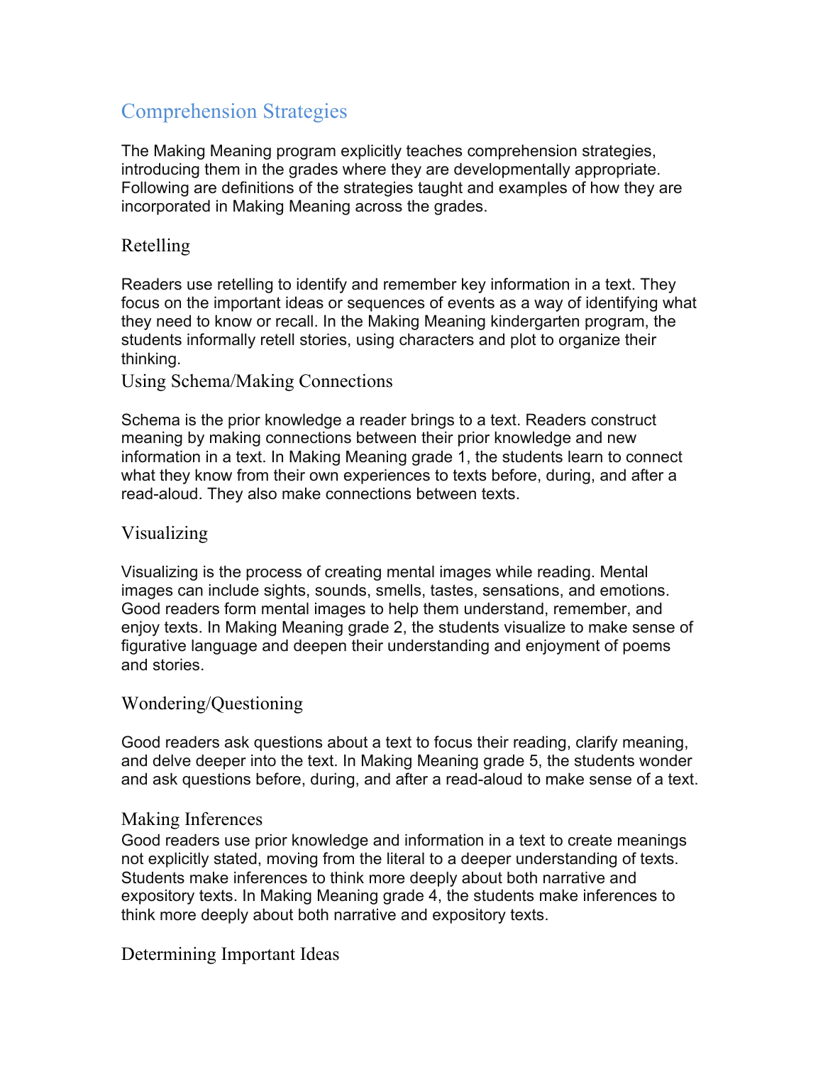# Comprehension Strategies

The Making Meaning program explicitly teaches comprehension strategies, introducing them in the grades where they are developmentally appropriate. Following are definitions of the strategies taught and examples of how they are incorporated in Making Meaning across the grades.

## Retelling

Readers use retelling to identify and remember key information in a text. They focus on the important ideas or sequences of events as a way of identifying what they need to know or recall. In the Making Meaning kindergarten program, the students informally retell stories, using characters and plot to organize their thinking.

## Using Schema/Making Connections

Schema is the prior knowledge a reader brings to a text. Readers construct meaning by making connections between their prior knowledge and new information in a text. In Making Meaning grade 1, the students learn to connect what they know from their own experiences to texts before, during, and after a read-aloud. They also make connections between texts.

## Visualizing

Visualizing is the process of creating mental images while reading. Mental images can include sights, sounds, smells, tastes, sensations, and emotions. Good readers form mental images to help them understand, remember, and enjoy texts. In Making Meaning grade 2, the students visualize to make sense of figurative language and deepen their understanding and enjoyment of poems and stories.

## Wondering/Questioning

Good readers ask questions about a text to focus their reading, clarify meaning, and delve deeper into the text. In Making Meaning grade 5, the students wonder and ask questions before, during, and after a read-aloud to make sense of a text.

## Making Inferences

Good readers use prior knowledge and information in a text to create meanings not explicitly stated, moving from the literal to a deeper understanding of texts. Students make inferences to think more deeply about both narrative and expository texts. In Making Meaning grade 4, the students make inferences to think more deeply about both narrative and expository texts.

## Determining Important Ideas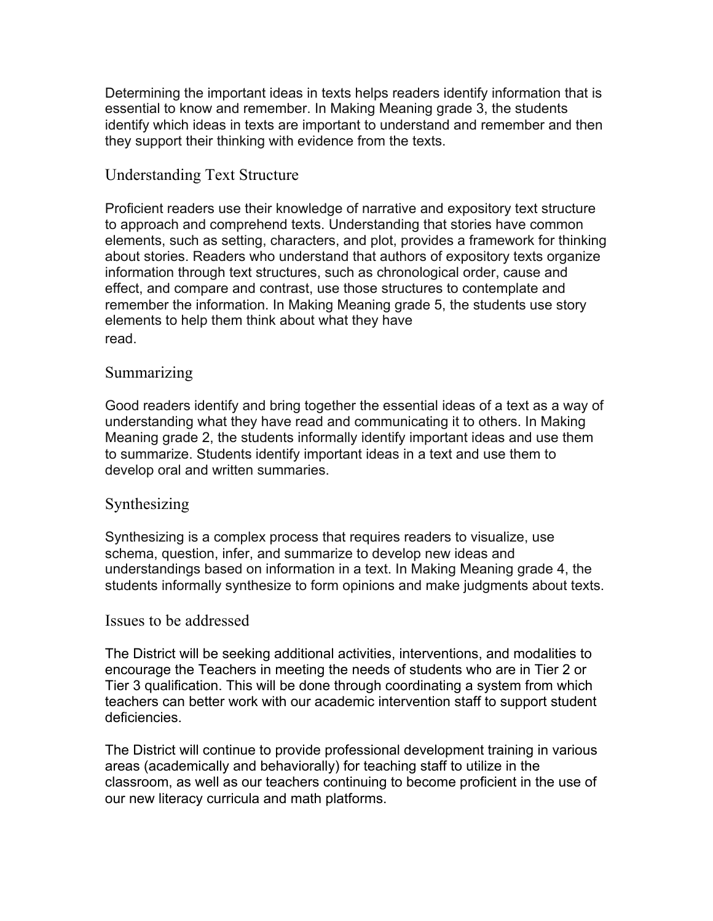Determining the important ideas in texts helps readers identify information that is essential to know and remember. In Making Meaning grade 3, the students identify which ideas in texts are important to understand and remember and then they support their thinking with evidence from the texts.

## Understanding Text Structure

Proficient readers use their knowledge of narrative and expository text structure to approach and comprehend texts. Understanding that stories have common elements, such as setting, characters, and plot, provides a framework for thinking about stories. Readers who understand that authors of expository texts organize information through text structures, such as chronological order, cause and effect, and compare and contrast, use those structures to contemplate and remember the information. In Making Meaning grade 5, the students use story elements to help them think about what they have read.

## Summarizing

Good readers identify and bring together the essential ideas of a text as a way of understanding what they have read and communicating it to others. In Making Meaning grade 2, the students informally identify important ideas and use them to summarize. Students identify important ideas in a text and use them to develop oral and written summaries.

## Synthesizing

Synthesizing is a complex process that requires readers to visualize, use schema, question, infer, and summarize to develop new ideas and understandings based on information in a text. In Making Meaning grade 4, the students informally synthesize to form opinions and make judgments about texts.

## Issues to be addressed

The District will be seeking additional activities, interventions, and modalities to encourage the Teachers in meeting the needs of students who are in Tier 2 or Tier 3 qualification. This will be done through coordinating a system from which teachers can better work with our academic intervention staff to support student deficiencies.

The District will continue to provide professional development training in various areas (academically and behaviorally) for teaching staff to utilize in the classroom, as well as our teachers continuing to become proficient in the use of our new literacy curricula and math platforms.